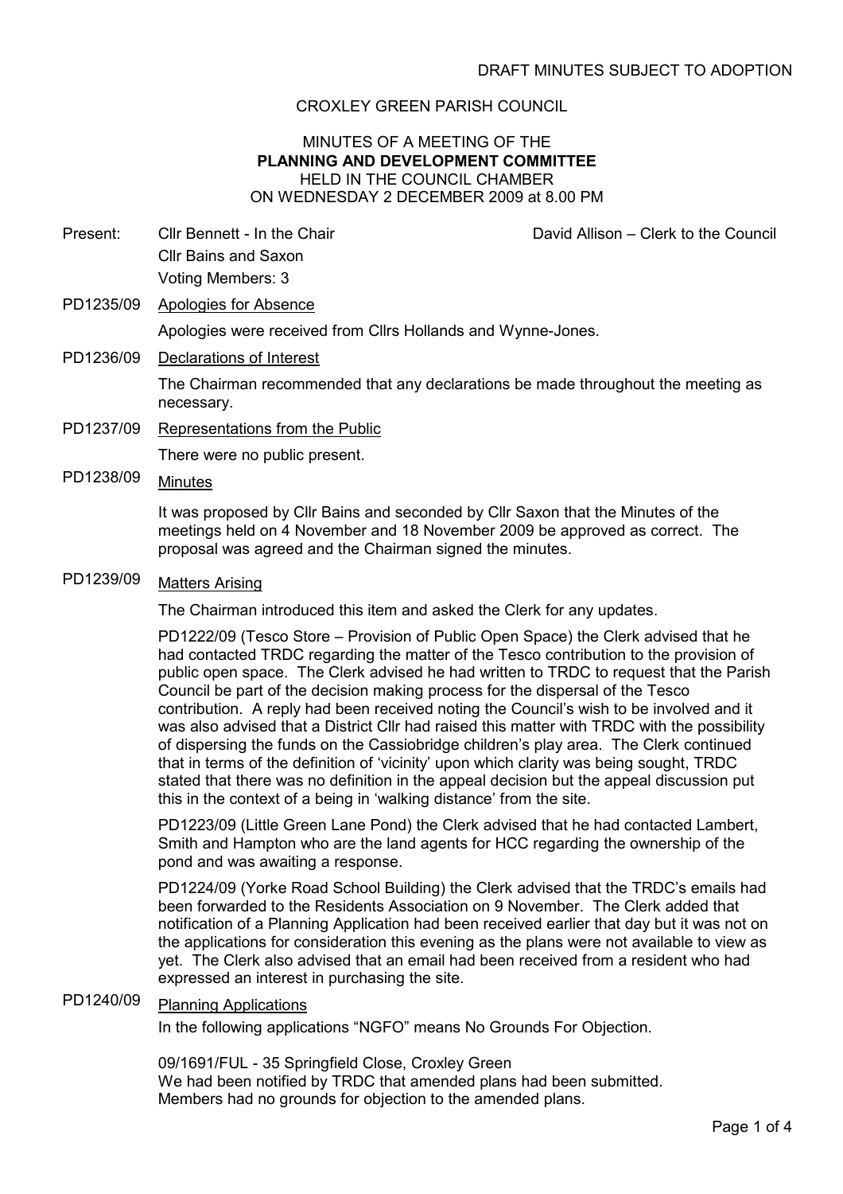DRAFT MINUTES SUBJECT TO ADOPTION

CROXLEY GREEN PARISH COUNCIL

MINUTES OF A MEETING OF THE
**PLANNING AND DEVELOPMENT COMMITTEE**
HELD IN THE COUNCIL CHAMBER
ON WEDNESDAY 2 DECEMBER 2009 at 8.00 PM

Present: Cllr Bennett - In the Chair
Cllr Bains and Saxon
Voting Members: 3

David Allison – Clerk to the Council

PD1235/09 Apologies for Absence

Apologies were received from Cllrs Hollands and Wynne-Jones.

PD1236/09 Declarations of Interest

The Chairman recommended that any declarations be made throughout the meeting as necessary.

PD1237/09 Representations from the Public

There were no public present.

PD1238/09 Minutes

It was proposed by Cllr Bains and seconded by Cllr Saxon that the Minutes of the meetings held on 4 November and 18 November 2009 be approved as correct. The proposal was agreed and the Chairman signed the minutes.

PD1239/09 Matters Arising

The Chairman introduced this item and asked the Clerk for any updates.

PD1222/09 (Tesco Store – Provision of Public Open Space) the Clerk advised that he had contacted TRDC regarding the matter of the Tesco contribution to the provision of public open space. The Clerk advised he had written to TRDC to request that the Parish Council be part of the decision making process for the dispersal of the Tesco contribution. A reply had been received noting the Council's wish to be involved and it was also advised that a District Cllr had raised this matter with TRDC with the possibility of dispersing the funds on the Cassiobridge children's play area. The Clerk continued that in terms of the definition of 'vicinity' upon which clarity was being sought, TRDC stated that there was no definition in the appeal decision but the appeal discussion put this in the context of a being in 'walking distance' from the site.

PD1223/09 (Little Green Lane Pond) the Clerk advised that he had contacted Lambert, Smith and Hampton who are the land agents for HCC regarding the ownership of the pond and was awaiting a response.

PD1224/09 (Yorke Road School Building) the Clerk advised that the TRDC's emails had been forwarded to the Residents Association on 9 November. The Clerk added that notification of a Planning Application had been received earlier that day but it was not on the applications for consideration this evening as the plans were not available to view as yet. The Clerk also advised that an email had been received from a resident who had expressed an interest in purchasing the site.

PD1240/09 Planning Applications

In the following applications "NGFO" means No Grounds For Objection.

09/1691/FUL - 35 Springfield Close, Croxley Green
We had been notified by TRDC that amended plans had been submitted.
Members had no grounds for objection to the amended plans.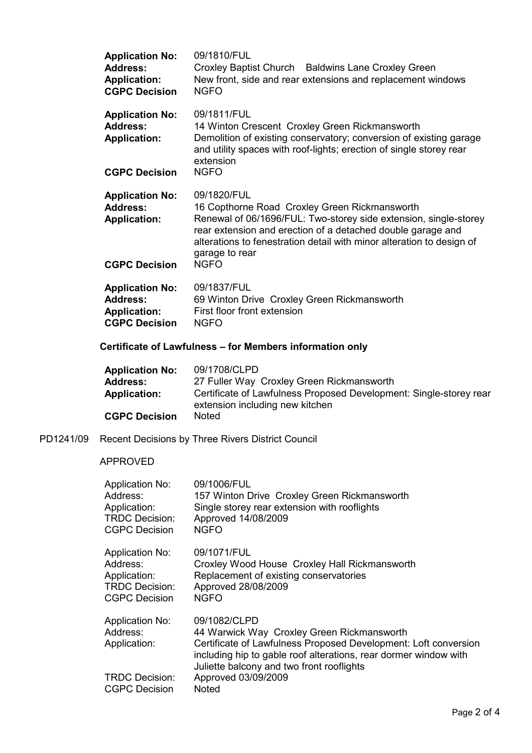| | |
|---|---|
| **Application No:** | 09/1810/FUL |
| **Address:** | Croxley Baptist Church Baldwins Lane Croxley Green |
| **Application:** | New front, side and rear extensions and replacement windows |
| **CGPC Decision** | NGFO |

| | |
|---|---|
| **Application No:** | 09/1811/FUL |
| **Address:** | 14 Winton Crescent Croxley Green Rickmansworth |
| **Application:** | Demolition of existing conservatory; conversion of existing garage and utility spaces with roof-lights; erection of single storey rear extension |
| **CGPC Decision** | NGFO |

| | |
|---|---|
| **Application No:** | 09/1820/FUL |
| **Address:** | 16 Copthorne Road Croxley Green Rickmansworth |
| **Application:** | Renewal of 06/1696/FUL: Two-storey side extension, single-storey rear extension and erection of a detached double garage and alterations to fenestration detail with minor alteration to design of garage to rear |
| **CGPC Decision** | NGFO |

| | |
|---|---|
| **Application No:** | 09/1837/FUL |
| **Address:** | 69 Winton Drive Croxley Green Rickmansworth |
| **Application:** | First floor front extension |
| **CGPC Decision** | NGFO |

**Certificate of Lawfulness – for Members information only**

| | |
|---|---|
| **Application No:** | 09/1708/CLPD |
| **Address:** | 27 Fuller Way Croxley Green Rickmansworth |
| **Application:** | Certificate of Lawfulness Proposed Development: Single-storey rear extension including new kitchen |
| **CGPC Decision** | Noted |

PD1241/09 Recent Decisions by Three Rivers District Council

APPROVED

| | |
|---|---|
| Application No: | 09/1006/FUL |
| Address: | 157 Winton Drive Croxley Green Rickmansworth |
| Application: | Single storey rear extension with rooflights |
| TRDC Decision: | Approved 14/08/2009 |
| CGPC Decision | NGFO |

| | |
|---|---|
| Application No: | 09/1071/FUL |
| Address: | Croxley Wood House Croxley Hall Rickmansworth |
| Application: | Replacement of existing conservatories |
| TRDC Decision: | Approved 28/08/2009 |
| CGPC Decision | NGFO |

| | |
|---|---|
| Application No: | 09/1082/CLPD |
| Address: | 44 Warwick Way Croxley Green Rickmansworth |
| Application: | Certificate of Lawfulness Proposed Development: Loft conversion including hip to gable roof alterations, rear dormer window with Juliette balcony and two front rooflights |
| TRDC Decision: | Approved 03/09/2009 |
| CGPC Decision | Noted |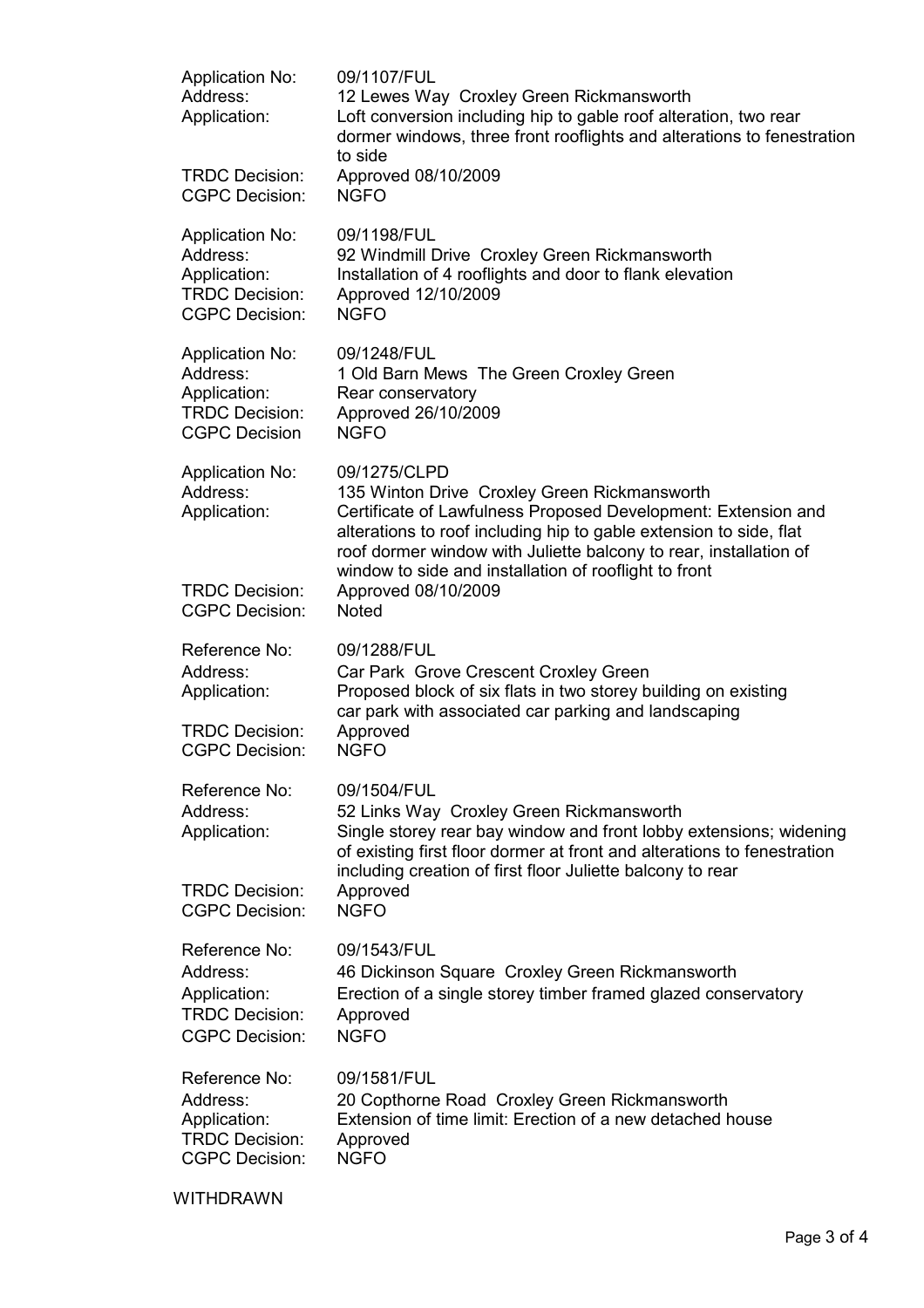Application No: 09/1107/FUL
Address: 12 Lewes Way Croxley Green Rickmansworth
Application: Loft conversion including hip to gable roof alteration, two rear dormer windows, three front rooflights and alterations to fenestration to side
TRDC Decision: Approved 08/10/2009
CGPC Decision: NGFO

Application No: 09/1198/FUL
Address: 92 Windmill Drive Croxley Green Rickmansworth
Application: Installation of 4 rooflights and door to flank elevation
TRDC Decision: Approved 12/10/2009
CGPC Decision: NGFO

Application No: 09/1248/FUL
Address: 1 Old Barn Mews The Green Croxley Green
Application: Rear conservatory
TRDC Decision: Approved 26/10/2009
CGPC Decision NGFO

Application No: 09/1275/CLPD
Address: 135 Winton Drive Croxley Green Rickmansworth
Application: Certificate of Lawfulness Proposed Development: Extension and alterations to roof including hip to gable extension to side, flat roof dormer window with Juliette balcony to rear, installation of window to side and installation of rooflight to front
TRDC Decision: Approved 08/10/2009
CGPC Decision: Noted

Reference No: 09/1288/FUL
Address: Car Park Grove Crescent Croxley Green
Application: Proposed block of six flats in two storey building on existing car park with associated car parking and landscaping
TRDC Decision: Approved
CGPC Decision: NGFO

Reference No: 09/1504/FUL
Address: 52 Links Way Croxley Green Rickmansworth
Application: Single storey rear bay window and front lobby extensions; widening of existing first floor dormer at front and alterations to fenestration including creation of first floor Juliette balcony to rear
TRDC Decision: Approved
CGPC Decision: NGFO

Reference No: 09/1543/FUL
Address: 46 Dickinson Square Croxley Green Rickmansworth
Application: Erection of a single storey timber framed glazed conservatory
TRDC Decision: Approved
CGPC Decision: NGFO

Reference No: 09/1581/FUL
Address: 20 Copthorne Road Croxley Green Rickmansworth
Application: Extension of time limit: Erection of a new detached house
TRDC Decision: Approved
CGPC Decision: NGFO

WITHDRAWN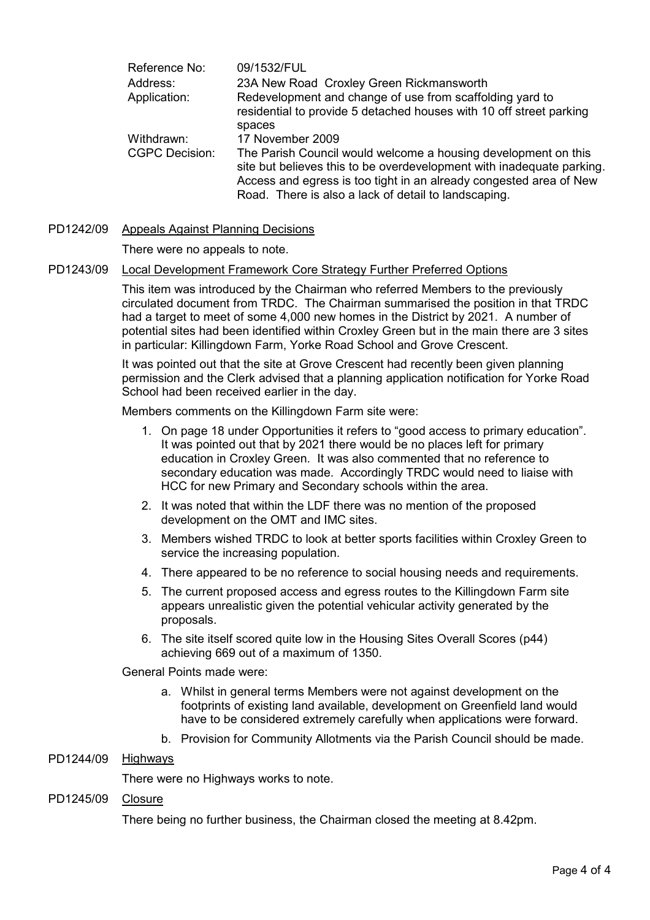| | |
|---|---|
| Reference No: | 09/1532/FUL |
| Address: | 23A New Road Croxley Green Rickmansworth |
| Application: | Redevelopment and change of use from scaffolding yard to residential to provide 5 detached houses with 10 off street parking spaces |
| Withdrawn: | 17 November 2009 |
| CGPC Decision: | The Parish Council would welcome a housing development on this site but believes this to be overdevelopment with inadequate parking. Access and egress is too tight in an already congested area of New Road. There is also a lack of detail to landscaping. |

PD1242/09 Appeals Against Planning Decisions

There were no appeals to note.

PD1243/09 Local Development Framework Core Strategy Further Preferred Options

This item was introduced by the Chairman who referred Members to the previously circulated document from TRDC. The Chairman summarised the position in that TRDC had a target to meet of some 4,000 new homes in the District by 2021. A number of potential sites had been identified within Croxley Green but in the main there are 3 sites in particular: Killingdown Farm, Yorke Road School and Grove Crescent.

It was pointed out that the site at Grove Crescent had recently been given planning permission and the Clerk advised that a planning application notification for Yorke Road School had been received earlier in the day.

Members comments on the Killingdown Farm site were:

1. On page 18 under Opportunities it refers to "good access to primary education". It was pointed out that by 2021 there would be no places left for primary education in Croxley Green. It was also commented that no reference to secondary education was made. Accordingly TRDC would need to liaise with HCC for new Primary and Secondary schools within the area.
2. It was noted that within the LDF there was no mention of the proposed development on the OMT and IMC sites.
3. Members wished TRDC to look at better sports facilities within Croxley Green to service the increasing population.
4. There appeared to be no reference to social housing needs and requirements.
5. The current proposed access and egress routes to the Killingdown Farm site appears unrealistic given the potential vehicular activity generated by the proposals.
6. The site itself scored quite low in the Housing Sites Overall Scores (p44) achieving 669 out of a maximum of 1350.

General Points made were:

a. Whilst in general terms Members were not against development on the footprints of existing land available, development on Greenfield land would have to be considered extremely carefully when applications were forward.
b. Provision for Community Allotments via the Parish Council should be made.

PD1244/09 Highways

There were no Highways works to note.

PD1245/09 Closure

There being no further business, the Chairman closed the meeting at 8.42pm.